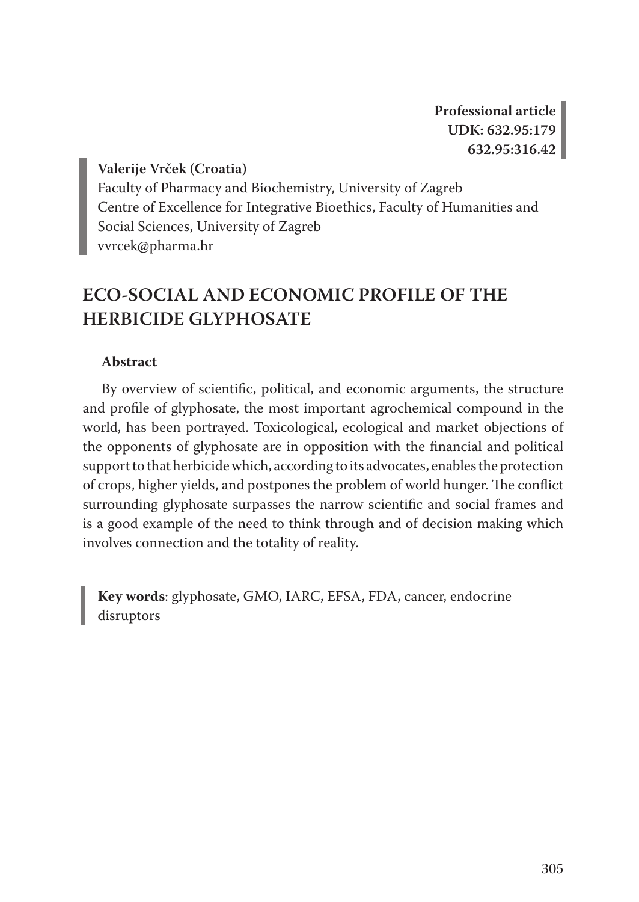**Professional article**
**UDK: 632.95:179**
**632.95:316.42**

**Valerije Vrček (Croatia)**
Faculty of Pharmacy and Biochemistry, University of Zagreb
Centre of Excellence for Integrative Bioethics, Faculty of Humanities and Social Sciences, University of Zagreb
vvrcek@pharma.hr

# ECO-SOCIAL AND ECONOMIC PROFILE OF THE HERBICIDE GLYPHOSATE

### Abstract

By overview of scientific, political, and economic arguments, the structure and profile of glyphosate, the most important agrochemical compound in the world, has been portrayed. Toxicological, ecological and market objections of the opponents of glyphosate are in opposition with the financial and political support to that herbicide which, according to its advocates, enables the protection of crops, higher yields, and postpones the problem of world hunger. The conflict surrounding glyphosate surpasses the narrow scientific and social frames and is a good example of the need to think through and of decision making which involves connection and the totality of reality.

**Key words**: glyphosate, GMO, IARC, EFSA, FDA, cancer, endocrine disruptors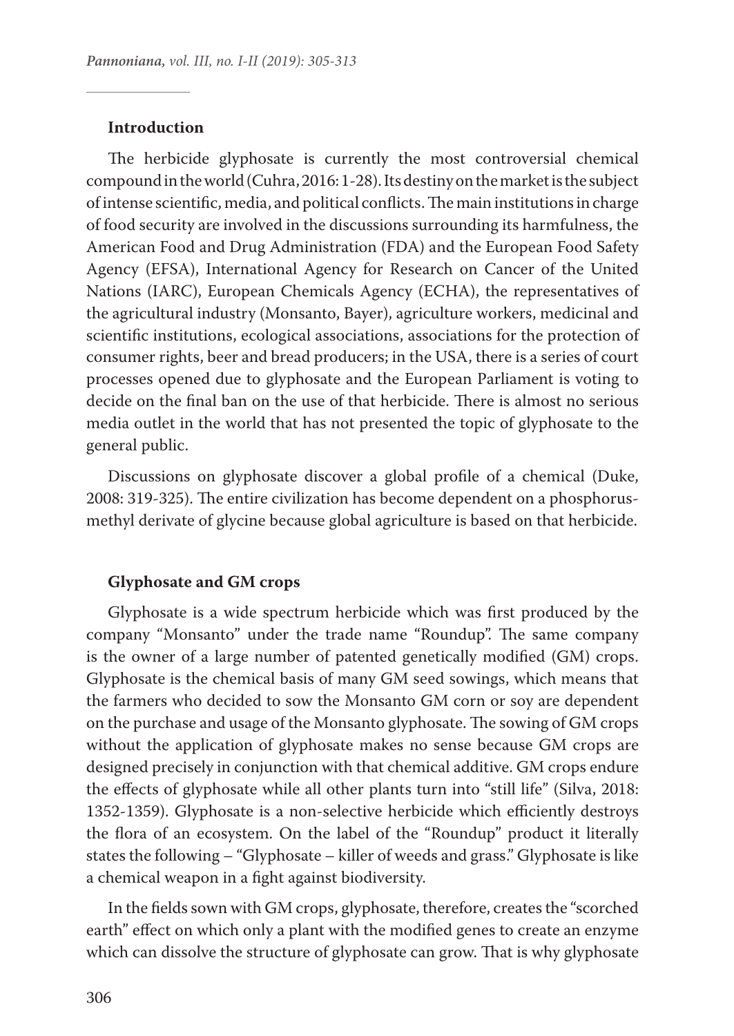**Introduction**

The herbicide glyphosate is currently the most controversial chemical compound in the world (Cuhra, 2016: 1-28). Its destiny on the market is the subject of intense scientific, media, and political conflicts. The main institutions in charge of food security are involved in the discussions surrounding its harmfulness, the American Food and Drug Administration (FDA) and the European Food Safety Agency (EFSA), International Agency for Research on Cancer of the United Nations (IARC), European Chemicals Agency (ECHA), the representatives of the agricultural industry (Monsanto, Bayer), agriculture workers, medicinal and scientific institutions, ecological associations, associations for the protection of consumer rights, beer and bread producers; in the USA, there is a series of court processes opened due to glyphosate and the European Parliament is voting to decide on the final ban on the use of that herbicide. There is almost no serious media outlet in the world that has not presented the topic of glyphosate to the general public.

Discussions on glyphosate discover a global profile of a chemical (Duke, 2008: 319-325). The entire civilization has become dependent on a phosphorus-methyl derivate of glycine because global agriculture is based on that herbicide.

**Glyphosate and GM crops**

Glyphosate is a wide spectrum herbicide which was first produced by the company "Monsanto" under the trade name "Roundup". The same company is the owner of a large number of patented genetically modified (GM) crops. Glyphosate is the chemical basis of many GM seed sowings, which means that the farmers who decided to sow the Monsanto GM corn or soy are dependent on the purchase and usage of the Monsanto glyphosate. The sowing of GM crops without the application of glyphosate makes no sense because GM crops are designed precisely in conjunction with that chemical additive. GM crops endure the effects of glyphosate while all other plants turn into "still life" (Silva, 2018: 1352-1359). Glyphosate is a non-selective herbicide which efficiently destroys the flora of an ecosystem. On the label of the "Roundup" product it literally states the following – "Glyphosate – killer of weeds and grass." Glyphosate is like a chemical weapon in a fight against biodiversity.

In the fields sown with GM crops, glyphosate, therefore, creates the "scorched earth" effect on which only a plant with the modified genes to create an enzyme which can dissolve the structure of glyphosate can grow. That is why glyphosate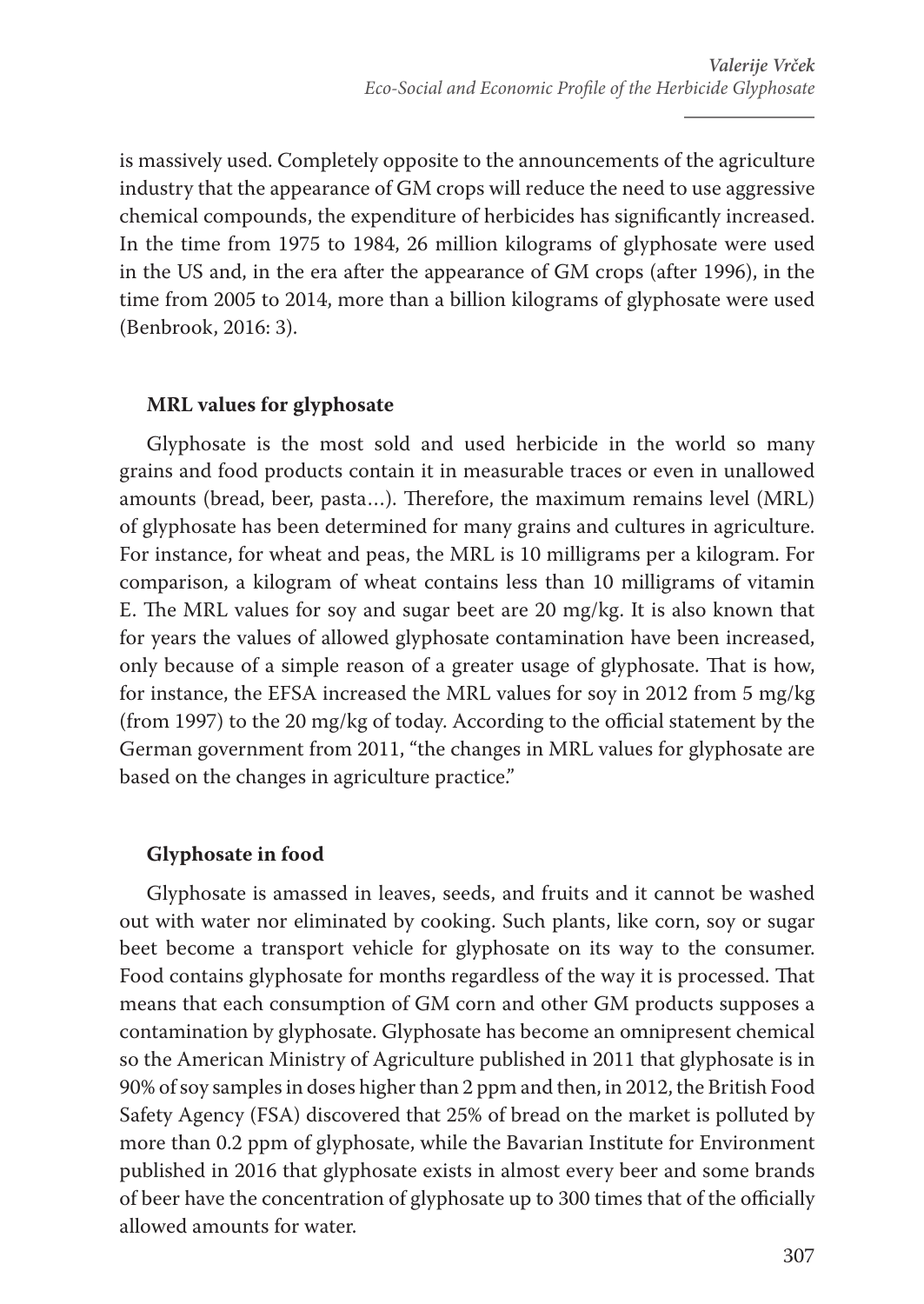is massively used. Completely opposite to the announcements of the agriculture industry that the appearance of GM crops will reduce the need to use aggressive chemical compounds, the expenditure of herbicides has significantly increased. In the time from 1975 to 1984, 26 million kilograms of glyphosate were used in the US and, in the era after the appearance of GM crops (after 1996), in the time from 2005 to 2014, more than a billion kilograms of glyphosate were used (Benbrook, 2016: 3).

### MRL values for glyphosate

Glyphosate is the most sold and used herbicide in the world so many grains and food products contain it in measurable traces or even in unallowed amounts (bread, beer, pasta…). Therefore, the maximum remains level (MRL) of glyphosate has been determined for many grains and cultures in agriculture. For instance, for wheat and peas, the MRL is 10 milligrams per a kilogram. For comparison, a kilogram of wheat contains less than 10 milligrams of vitamin E. The MRL values for soy and sugar beet are 20 mg/kg. It is also known that for years the values of allowed glyphosate contamination have been increased, only because of a simple reason of a greater usage of glyphosate. That is how, for instance, the EFSA increased the MRL values for soy in 2012 from 5 mg/kg (from 1997) to the 20 mg/kg of today. According to the official statement by the German government from 2011, "the changes in MRL values for glyphosate are based on the changes in agriculture practice."

### Glyphosate in food

Glyphosate is amassed in leaves, seeds, and fruits and it cannot be washed out with water nor eliminated by cooking. Such plants, like corn, soy or sugar beet become a transport vehicle for glyphosate on its way to the consumer. Food contains glyphosate for months regardless of the way it is processed. That means that each consumption of GM corn and other GM products supposes a contamination by glyphosate. Glyphosate has become an omnipresent chemical so the American Ministry of Agriculture published in 2011 that glyphosate is in 90% of soy samples in doses higher than 2 ppm and then, in 2012, the British Food Safety Agency (FSA) discovered that 25% of bread on the market is polluted by more than 0.2 ppm of glyphosate, while the Bavarian Institute for Environment published in 2016 that glyphosate exists in almost every beer and some brands of beer have the concentration of glyphosate up to 300 times that of the officially allowed amounts for water.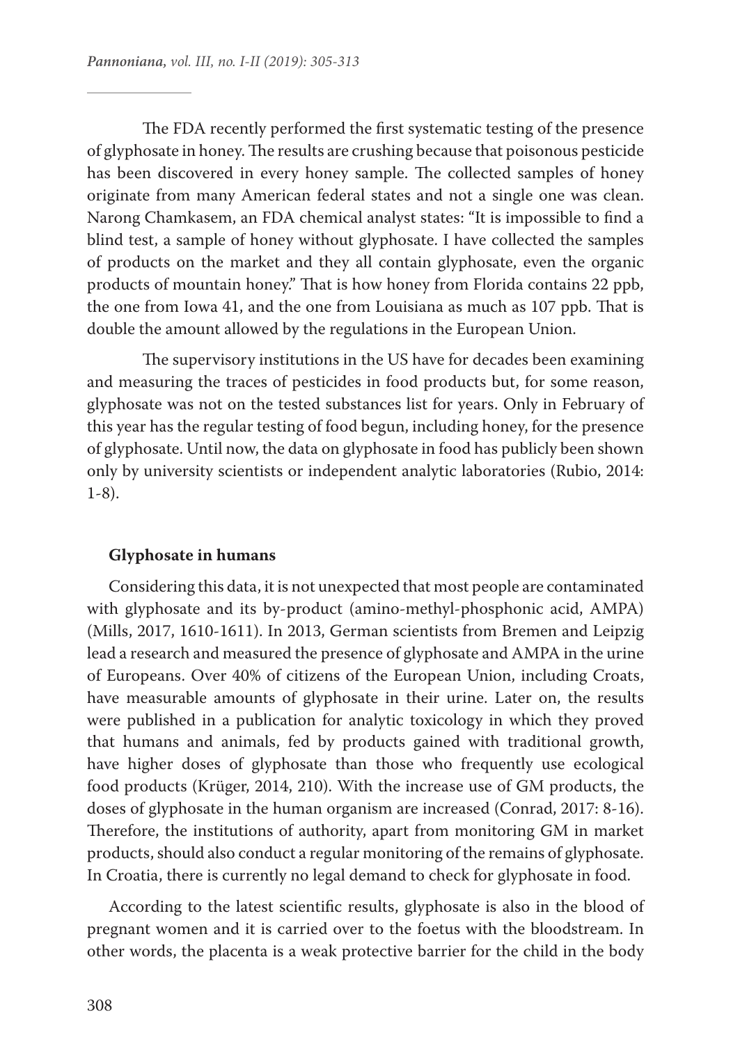The FDA recently performed the first systematic testing of the presence of glyphosate in honey. The results are crushing because that poisonous pesticide has been discovered in every honey sample. The collected samples of honey originate from many American federal states and not a single one was clean. Narong Chamkasem, an FDA chemical analyst states: "It is impossible to find a blind test, a sample of honey without glyphosate. I have collected the samples of products on the market and they all contain glyphosate, even the organic products of mountain honey." That is how honey from Florida contains 22 ppb, the one from Iowa 41, and the one from Louisiana as much as 107 ppb. That is double the amount allowed by the regulations in the European Union.

The supervisory institutions in the US have for decades been examining and measuring the traces of pesticides in food products but, for some reason, glyphosate was not on the tested substances list for years. Only in February of this year has the regular testing of food begun, including honey, for the presence of glyphosate. Until now, the data on glyphosate in food has publicly been shown only by university scientists or independent analytic laboratories (Rubio, 2014: 1-8).

### Glyphosate in humans

Considering this data, it is not unexpected that most people are contaminated with glyphosate and its by-product (amino-methyl-phosphonic acid, AMPA) (Mills, 2017, 1610-1611). In 2013, German scientists from Bremen and Leipzig lead a research and measured the presence of glyphosate and AMPA in the urine of Europeans. Over 40% of citizens of the European Union, including Croats, have measurable amounts of glyphosate in their urine. Later on, the results were published in a publication for analytic toxicology in which they proved that humans and animals, fed by products gained with traditional growth, have higher doses of glyphosate than those who frequently use ecological food products (Krüger, 2014, 210). With the increase use of GM products, the doses of glyphosate in the human organism are increased (Conrad, 2017: 8-16). Therefore, the institutions of authority, apart from monitoring GM in market products, should also conduct a regular monitoring of the remains of glyphosate. In Croatia, there is currently no legal demand to check for glyphosate in food.

According to the latest scientific results, glyphosate is also in the blood of pregnant women and it is carried over to the foetus with the bloodstream. In other words, the placenta is a weak protective barrier for the child in the body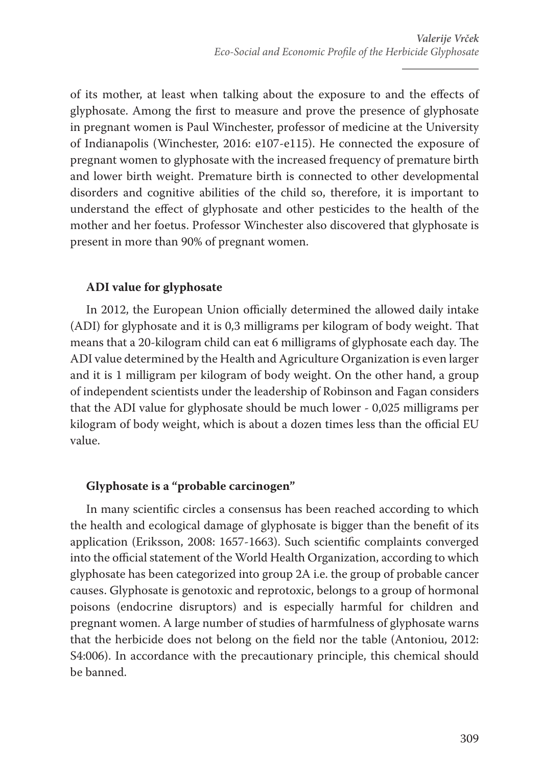of its mother, at least when talking about the exposure to and the effects of glyphosate. Among the first to measure and prove the presence of glyphosate in pregnant women is Paul Winchester, professor of medicine at the University of Indianapolis (Winchester, 2016: e107-e115). He connected the exposure of pregnant women to glyphosate with the increased frequency of premature birth and lower birth weight. Premature birth is connected to other developmental disorders and cognitive abilities of the child so, therefore, it is important to understand the effect of glyphosate and other pesticides to the health of the mother and her foetus. Professor Winchester also discovered that glyphosate is present in more than 90% of pregnant women.

## ADI value for glyphosate

In 2012, the European Union officially determined the allowed daily intake (ADI) for glyphosate and it is 0,3 milligrams per kilogram of body weight. That means that a 20-kilogram child can eat 6 milligrams of glyphosate each day. The ADI value determined by the Health and Agriculture Organization is even larger and it is 1 milligram per kilogram of body weight. On the other hand, a group of independent scientists under the leadership of Robinson and Fagan considers that the ADI value for glyphosate should be much lower - 0,025 milligrams per kilogram of body weight, which is about a dozen times less than the official EU value.

## Glyphosate is a "probable carcinogen"

In many scientific circles a consensus has been reached according to which the health and ecological damage of glyphosate is bigger than the benefit of its application (Eriksson, 2008: 1657-1663). Such scientific complaints converged into the official statement of the World Health Organization, according to which glyphosate has been categorized into group 2A i.e. the group of probable cancer causes. Glyphosate is genotoxic and reprotoxic, belongs to a group of hormonal poisons (endocrine disruptors) and is especially harmful for children and pregnant women. A large number of studies of harmfulness of glyphosate warns that the herbicide does not belong on the field nor the table (Antoniou, 2012: S4:006). In accordance with the precautionary principle, this chemical should be banned.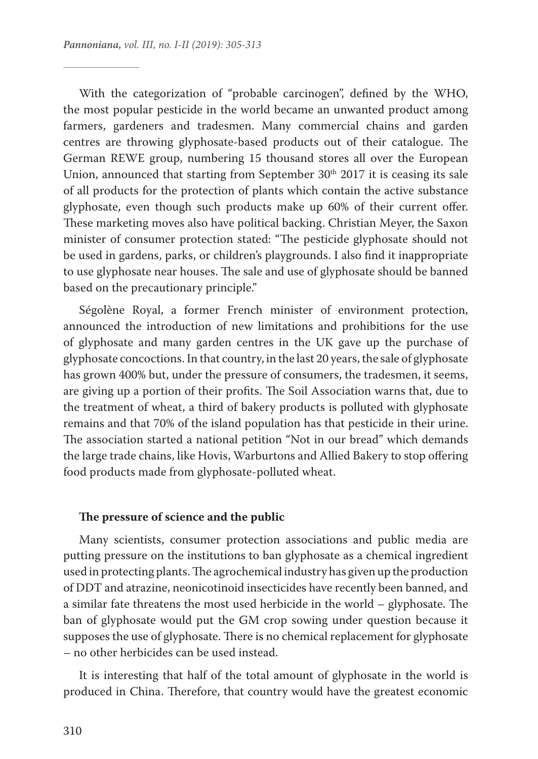With the categorization of "probable carcinogen", defined by the WHO, the most popular pesticide in the world became an unwanted product among farmers, gardeners and tradesmen. Many commercial chains and garden centres are throwing glyphosate-based products out of their catalogue. The German REWE group, numbering 15 thousand stores all over the European Union, announced that starting from September 30th 2017 it is ceasing its sale of all products for the protection of plants which contain the active substance glyphosate, even though such products make up 60% of their current offer. These marketing moves also have political backing. Christian Meyer, the Saxon minister of consumer protection stated: "The pesticide glyphosate should not be used in gardens, parks, or children's playgrounds. I also find it inappropriate to use glyphosate near houses. The sale and use of glyphosate should be banned based on the precautionary principle."

Ségolène Royal, a former French minister of environment protection, announced the introduction of new limitations and prohibitions for the use of glyphosate and many garden centres in the UK gave up the purchase of glyphosate concoctions. In that country, in the last 20 years, the sale of glyphosate has grown 400% but, under the pressure of consumers, the tradesmen, it seems, are giving up a portion of their profits. The Soil Association warns that, due to the treatment of wheat, a third of bakery products is polluted with glyphosate remains and that 70% of the island population has that pesticide in their urine. The association started a national petition "Not in our bread" which demands the large trade chains, like Hovis, Warburtons and Allied Bakery to stop offering food products made from glyphosate-polluted wheat.

**The pressure of science and the public**

Many scientists, consumer protection associations and public media are putting pressure on the institutions to ban glyphosate as a chemical ingredient used in protecting plants. The agrochemical industry has given up the production of DDT and atrazine, neonicotinoid insecticides have recently been banned, and a similar fate threatens the most used herbicide in the world – glyphosate. The ban of glyphosate would put the GM crop sowing under question because it supposes the use of glyphosate. There is no chemical replacement for glyphosate – no other herbicides can be used instead.

It is interesting that half of the total amount of glyphosate in the world is produced in China. Therefore, that country would have the greatest economic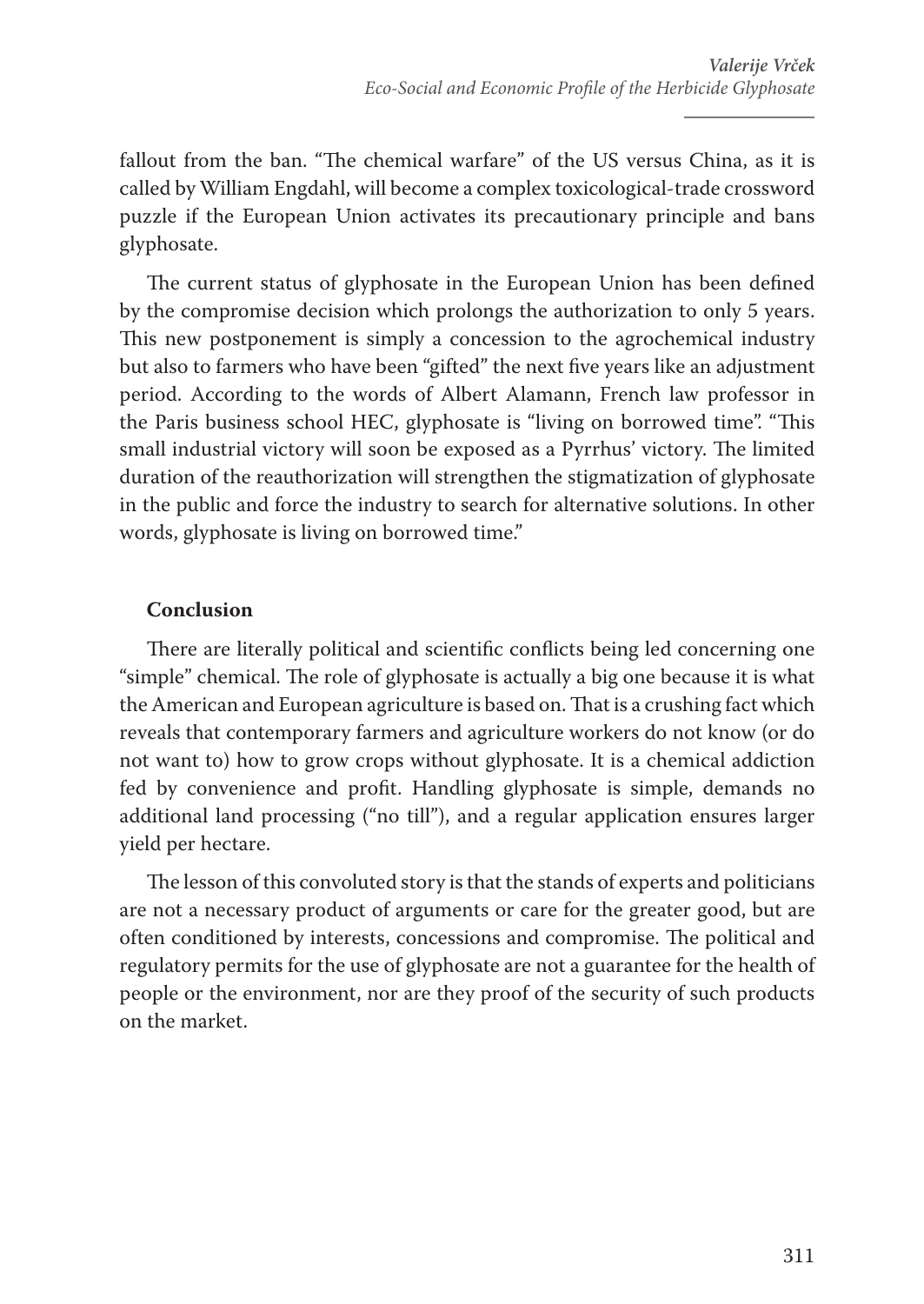fallout from the ban. "The chemical warfare" of the US versus China, as it is called by William Engdahl, will become a complex toxicological-trade crossword puzzle if the European Union activates its precautionary principle and bans glyphosate.

The current status of glyphosate in the European Union has been defined by the compromise decision which prolongs the authorization to only 5 years. This new postponement is simply a concession to the agrochemical industry but also to farmers who have been "gifted" the next five years like an adjustment period. According to the words of Albert Alamann, French law professor in the Paris business school HEC, glyphosate is "living on borrowed time". "This small industrial victory will soon be exposed as a Pyrrhus' victory. The limited duration of the reauthorization will strengthen the stigmatization of glyphosate in the public and force the industry to search for alternative solutions. In other words, glyphosate is living on borrowed time."

## Conclusion

There are literally political and scientific conflicts being led concerning one "simple" chemical. The role of glyphosate is actually a big one because it is what the American and European agriculture is based on. That is a crushing fact which reveals that contemporary farmers and agriculture workers do not know (or do not want to) how to grow crops without glyphosate. It is a chemical addiction fed by convenience and profit. Handling glyphosate is simple, demands no additional land processing ("no till"), and a regular application ensures larger yield per hectare.

The lesson of this convoluted story is that the stands of experts and politicians are not a necessary product of arguments or care for the greater good, but are often conditioned by interests, concessions and compromise. The political and regulatory permits for the use of glyphosate are not a guarantee for the health of people or the environment, nor are they proof of the security of such products on the market.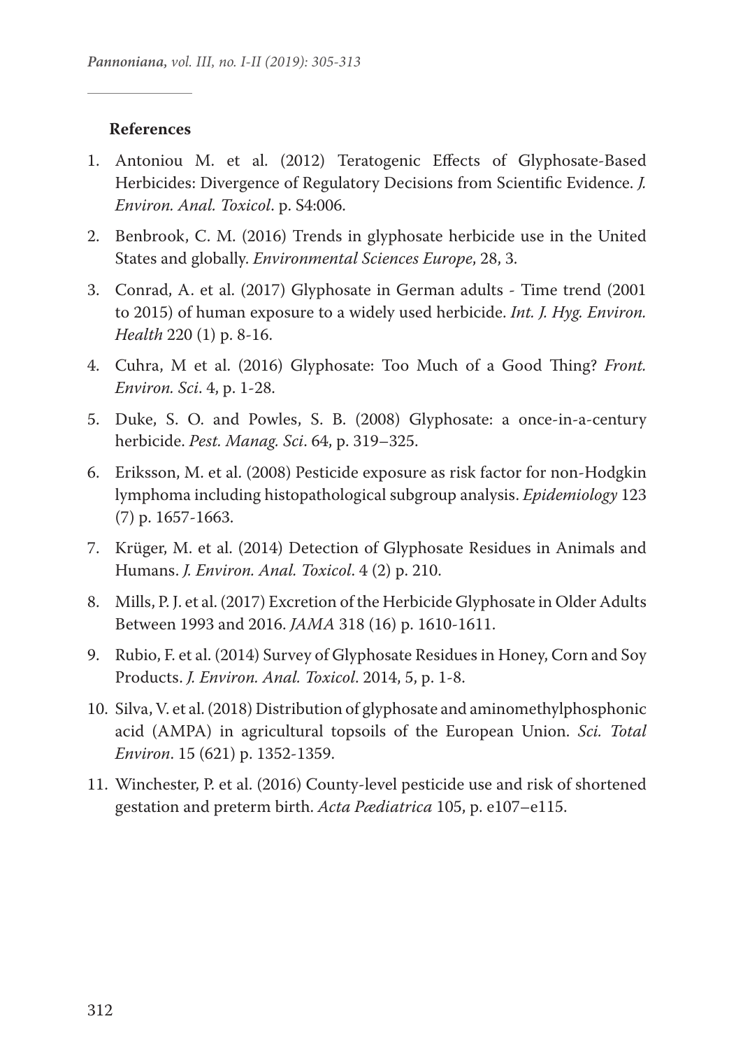**References**

1. Antoniou M. et al. (2012) Teratogenic Effects of Glyphosate-Based Herbicides: Divergence of Regulatory Decisions from Scientific Evidence. *J. Environ. Anal. Toxicol*. p. S4:006.
2. Benbrook, C. M. (2016) Trends in glyphosate herbicide use in the United States and globally. *Environmental Sciences Europe*, 28, 3.
3. Conrad, A. et al. (2017) Glyphosate in German adults - Time trend (2001 to 2015) of human exposure to a widely used herbicide. *Int. J. Hyg. Environ. Health* 220 (1) p. 8-16.
4. Cuhra, M et al. (2016) Glyphosate: Too Much of a Good Thing? *Front. Environ. Sci*. 4, p. 1-28.
5. Duke, S. O. and Powles, S. B. (2008) Glyphosate: a once-in-a-century herbicide. *Pest. Manag. Sci*. 64, p. 319–325.
6. Eriksson, M. et al. (2008) Pesticide exposure as risk factor for non-Hodgkin lymphoma including histopathological subgroup analysis. *Epidemiology* 123 (7) p. 1657-1663.
7. Krüger, M. et al. (2014) Detection of Glyphosate Residues in Animals and Humans. *J. Environ. Anal. Toxicol*. 4 (2) p. 210.
8. Mills, P. J. et al. (2017) Excretion of the Herbicide Glyphosate in Older Adults Between 1993 and 2016. *JAMA* 318 (16) p. 1610-1611.
9. Rubio, F. et al. (2014) Survey of Glyphosate Residues in Honey, Corn and Soy Products. *J. Environ. Anal. Toxicol*. 2014, 5, p. 1-8.
10. Silva, V. et al. (2018) Distribution of glyphosate and aminomethylphosphonic acid (AMPA) in agricultural topsoils of the European Union. *Sci. Total Environ*. 15 (621) p. 1352-1359.
11. Winchester, P. et al. (2016) County-level pesticide use and risk of shortened gestation and preterm birth. *Acta Pædiatrica* 105, p. e107–e115.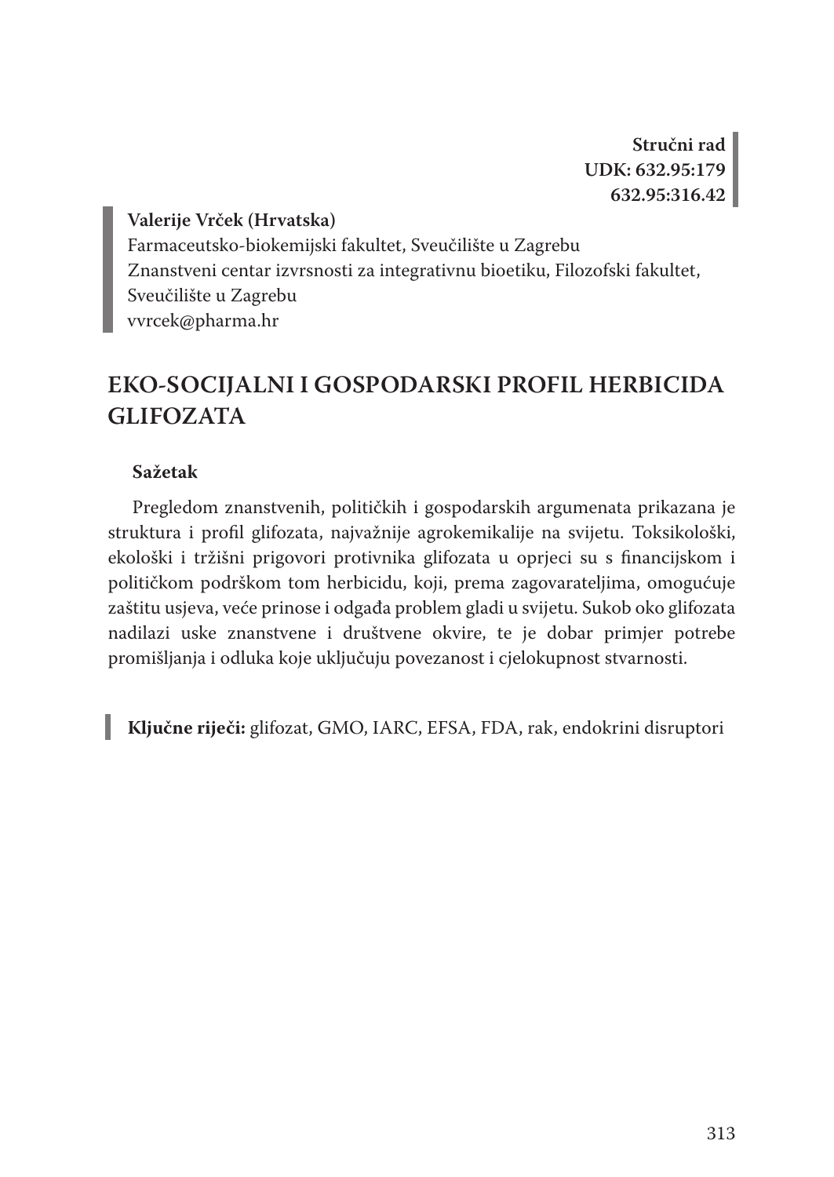**Stručni rad**
**UDK: 632.95:179**
**632.95:316.42**

**Valerije Vrček (Hrvatska)**
Farmaceutsko-biokemijski fakultet, Sveučilište u Zagrebu
Znanstveni centar izvrsnosti za integrativnu bioetiku, Filozofski fakultet, Sveučilište u Zagrebu
vvrcek@pharma.hr

# EKO-SOCIJALNI I GOSPODARSKI PROFIL HERBICIDA GLIFOZATA

### Sažetak

Pregledom znanstvenih, političkih i gospodarskih argumenata prikazana je struktura i profil glifozata, najvažnije agrokemikalije na svijetu. Toksikološki, ekološki i tržišni prigovori protivnika glifozata u oprjeci su s financijskom i političkom podrškom tom herbicidu, koji, prema zagovarateljima, omogućuje zaštitu usjeva, veće prinose i odgađa problem gladi u svijetu. Sukob oko glifozata nadilazi uske znanstvene i društvene okvire, te je dobar primjer potrebe promišljanja i odluka koje uključuju povezanost i cjelokupnost stvarnosti.

**Ključne riječi:** glifozat, GMO, IARC, EFSA, FDA, rak, endokrini disruptori